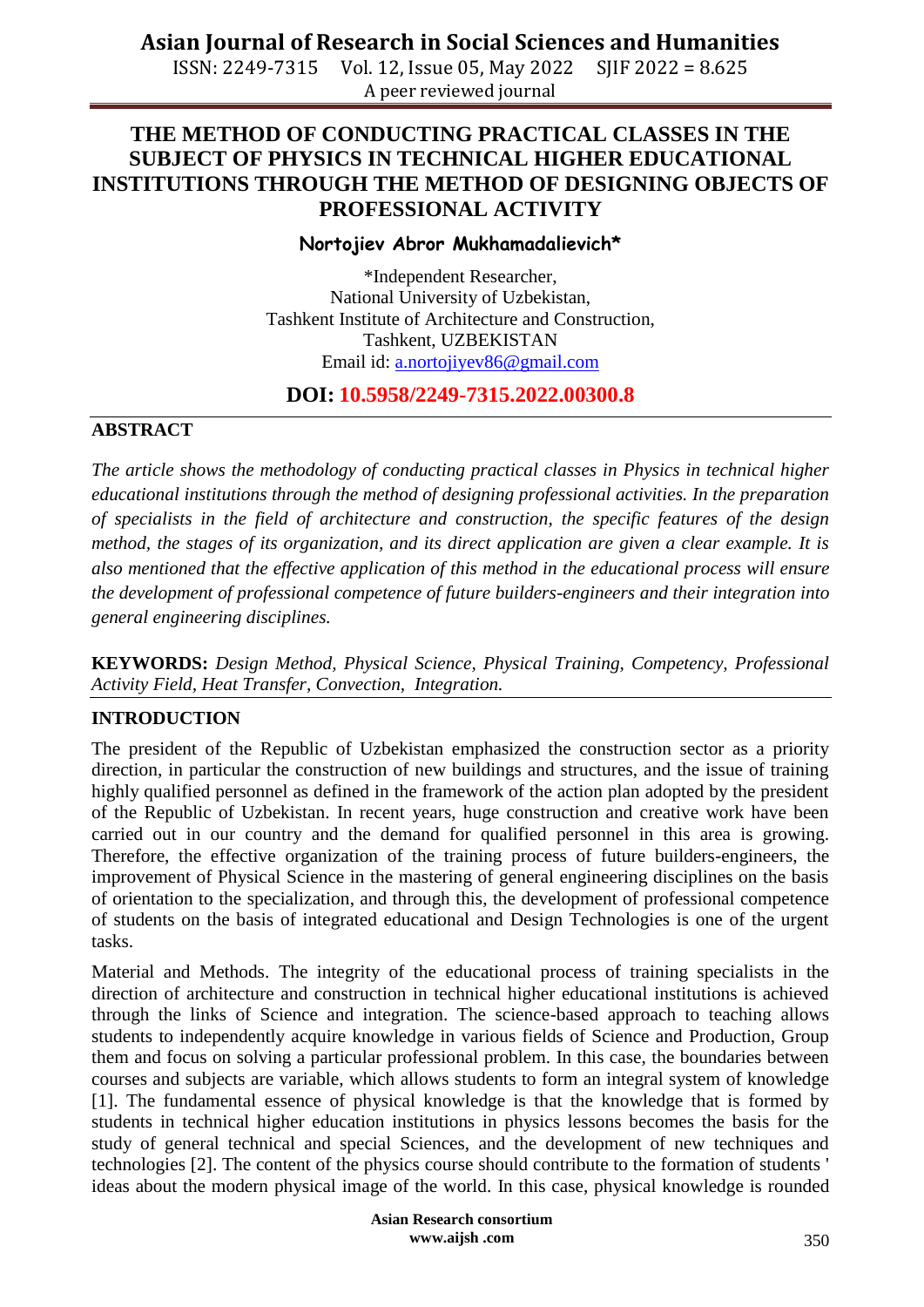# THE METHOD OF CONDUCTING PRACTICAL CLASSES IN THE SUBJECT OF PHYSICS IN TECHNICAL HIGHER EDUCATIONAL INSTITUTIONS THROUGH THE METHOD OF DESIGNING OBJECTS OF PROFESSIONAL ACTIVITY

**Nortojiev Abror Mukhamadalievich***

*Independent Researcher,
National University of Uzbekistan,
Tashkent Institute of Architecture and Construction,
Tashkent, UZBEKISTAN
Email id: a.nortojiyev86@gmail.com

**DOI: 10.5958/2249-7315.2022.00300.8**

## ABSTRACT

*The article shows the methodology of conducting practical classes in Physics in technical higher educational institutions through the method of designing professional activities. In the preparation of specialists in the field of architecture and construction, the specific features of the design method, the stages of its organization, and its direct application are given a clear example. It is also mentioned that the effective application of this method in the educational process will ensure the development of professional competence of future builders-engineers and their integration into general engineering disciplines.*

**KEYWORDS:** *Design Method, Physical Science, Physical Training, Competency, Professional Activity Field, Heat Transfer, Convection, Integration.*

## INTRODUCTION

The president of the Republic of Uzbekistan emphasized the construction sector as a priority direction, in particular the construction of new buildings and structures, and the issue of training highly qualified personnel as defined in the framework of the action plan adopted by the president of the Republic of Uzbekistan. In recent years, huge construction and creative work have been carried out in our country and the demand for qualified personnel in this area is growing. Therefore, the effective organization of the training process of future builders-engineers, the improvement of Physical Science in the mastering of general engineering disciplines on the basis of orientation to the specialization, and through this, the development of professional competence of students on the basis of integrated educational and Design Technologies is one of the urgent tasks.

Material and Methods. The integrity of the educational process of training specialists in the direction of architecture and construction in technical higher educational institutions is achieved through the links of Science and integration. The science-based approach to teaching allows students to independently acquire knowledge in various fields of Science and Production, Group them and focus on solving a particular professional problem. In this case, the boundaries between courses and subjects are variable, which allows students to form an integral system of knowledge [1]. The fundamental essence of physical knowledge is that the knowledge that is formed by students in technical higher education institutions in physics lessons becomes the basis for the study of general technical and special Sciences, and the development of new techniques and technologies [2]. The content of the physics course should contribute to the formation of students ' ideas about the modern physical image of the world. In this case, physical knowledge is rounded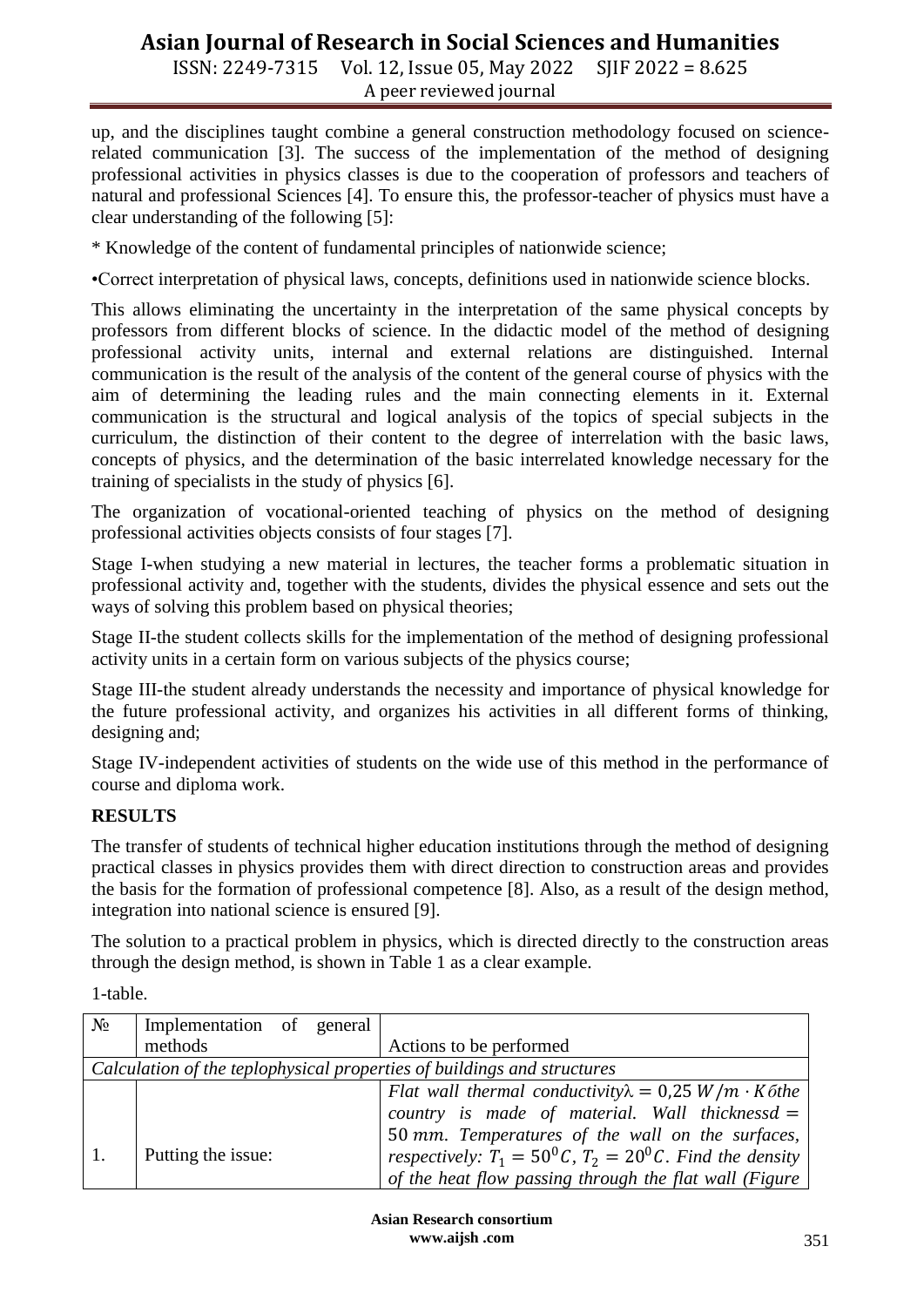up, and the disciplines taught combine a general construction methodology focused on science-related communication [3]. The success of the implementation of the method of designing professional activities in physics classes is due to the cooperation of professors and teachers of natural and professional Sciences [4]. To ensure this, the professor-teacher of physics must have a clear understanding of the following [5]:

* Knowledge of the content of fundamental principles of nationwide science;

•Correct interpretation of physical laws, concepts, definitions used in nationwide science blocks.

This allows eliminating the uncertainty in the interpretation of the same physical concepts by professors from different blocks of science. In the didactic model of the method of designing professional activity units, internal and external relations are distinguished. Internal communication is the result of the analysis of the content of the general course of physics with the aim of determining the leading rules and the main connecting elements in it. External communication is the structural and logical analysis of the topics of special subjects in the curriculum, the distinction of their content to the degree of interrelation with the basic laws, concepts of physics, and the determination of the basic interrelated knowledge necessary for the training of specialists in the study of physics [6].

The organization of vocational-oriented teaching of physics on the method of designing professional activities objects consists of four stages [7].

Stage I-when studying a new material in lectures, the teacher forms a problematic situation in professional activity and, together with the students, divides the physical essence and sets out the ways of solving this problem based on physical theories;

Stage II-the student collects skills for the implementation of the method of designing professional activity units in a certain form on various subjects of the physics course;

Stage III-the student already understands the necessity and importance of physical knowledge for the future professional activity, and organizes his activities in all different forms of thinking, designing and;

Stage IV-independent activities of students on the wide use of this method in the performance of course and diploma work.

**RESULTS**

The transfer of students of technical higher education institutions through the method of designing practical classes in physics provides them with direct direction to construction areas and provides the basis for the formation of professional competence [8]. Also, as a result of the design method, integration into national science is ensured [9].

The solution to a practical problem in physics, which is directed directly to the construction areas through the design method, is shown in Table 1 as a clear example.

1-table.

| № | Implementation of general methods | Actions to be performed |
|---|---|---|
| *Calculation of the teplophysical properties of buildings and structures* | | |
| 1. | Putting the issue: | *Flat wall thermal conductivity $\lambda = 0{,}25\ W/m \cdot K$ бthe country is made of material. Wall thickness $d = 50\ mm$. Temperatures of the wall on the surfaces, respectively: $T_1 = 50^0C$, $T_2 = 20^0C$. Find the density of the heat flow passing through the flat wall (Figure* |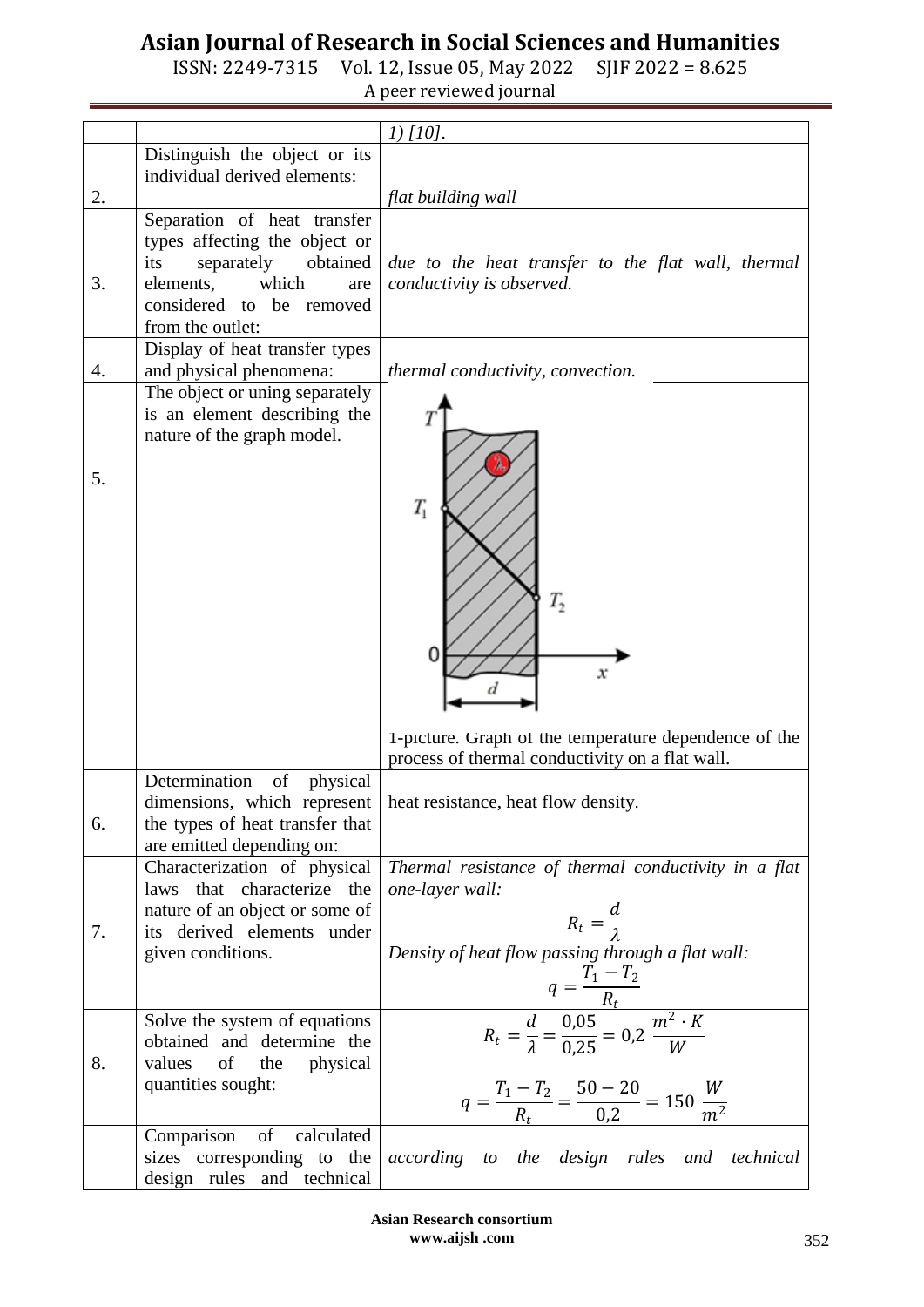| | | |
|---|---|---|
| | | *1) [10].* |
| 2. | Distinguish the object or its individual derived elements: | *flat building wall* |
| 3. | Separation of heat transfer types affecting the object or its separately obtained elements, which are considered to be removed from the outlet: | *due to the heat transfer to the flat wall, thermal conductivity is observed.* |
| 4. | Display of heat transfer types and physical phenomena: | *thermal conductivity, convection.* |
| 5. | The object or uning separately is an element describing the nature of the graph model. | 1-picture. Graph of the temperature dependence of the process of thermal conductivity on a flat wall. |
| 6. | Determination of physical dimensions, which represent the types of heat transfer that are emitted depending on: | heat resistance, heat flow density. |
| 7. | Characterization of physical laws that characterize the nature of an object or some of its derived elements under given conditions. | *Thermal resistance of thermal conductivity in a flat one-layer wall:* $$R_t = \frac{d}{\lambda}$$ *Density of heat flow passing through a flat wall:* $$q = \frac{T_1 - T_2}{R_t}$$ |
| 8. | Solve the system of equations obtained and determine the values of the physical quantities sought: | $$R_t = \frac{d}{\lambda} = \frac{0{,}05}{0{,}25} = 0{,}2\ \frac{m^2 \cdot K}{W}$$ $$q = \frac{T_1 - T_2}{R_t} = \frac{50 - 20}{0{,}2} = 150\ \frac{W}{m^2}$$ |
| | Comparison of calculated sizes corresponding to the design rules and technical | *according to the design rules and technical* |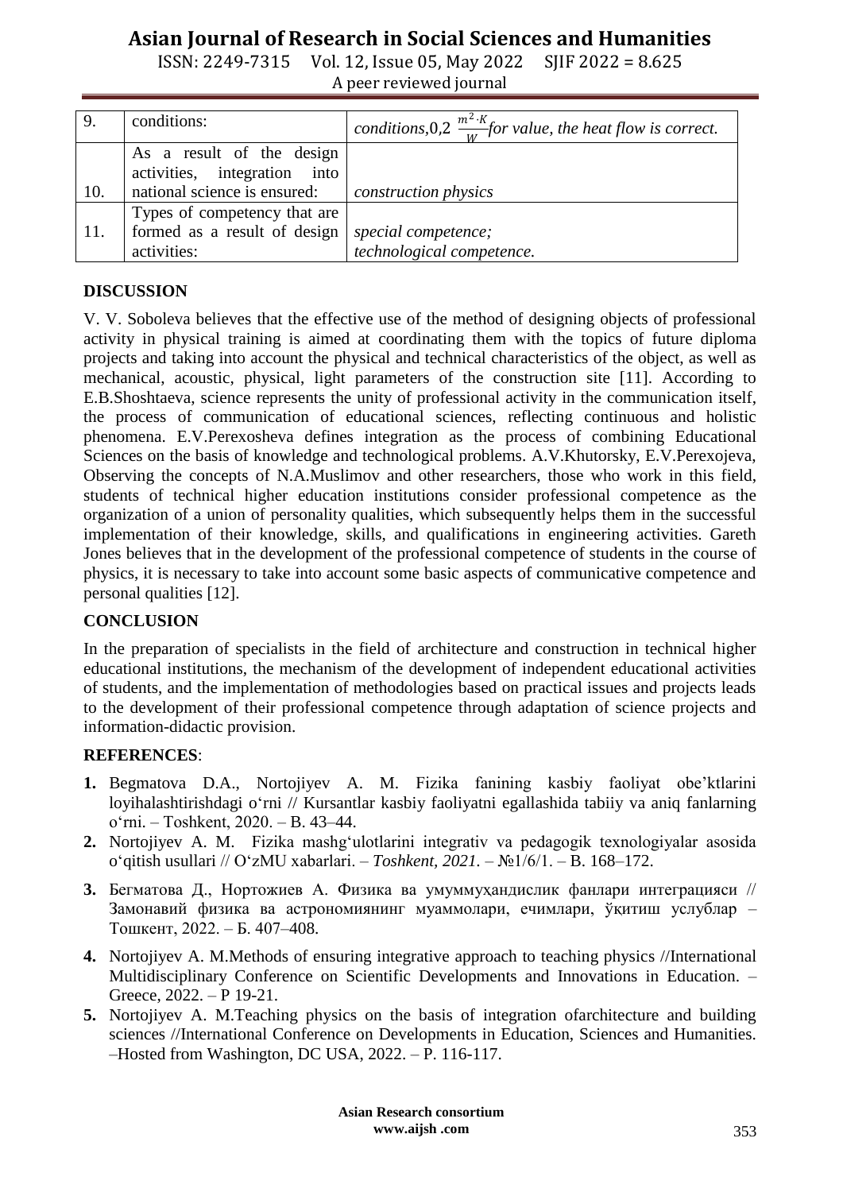| 9. | conditions: | *conditions,0,2* $\frac{m^2 \cdot K}{W}$ *for value, the heat flow is correct.* |
|---|---|---|
| 10. | As a result of the design activities, integration into national science is ensured: | *construction physics* |
| 11. | Types of competency that are formed as a result of design activities: | *special competence;* *technological competence.* |

## DISCUSSION

V. V. Soboleva believes that the effective use of the method of designing objects of professional activity in physical training is aimed at coordinating them with the topics of future diploma projects and taking into account the physical and technical characteristics of the object, as well as mechanical, acoustic, physical, light parameters of the construction site [11]. According to E.B.Shoshtaeva, science represents the unity of professional activity in the communication itself, the process of communication of educational sciences, reflecting continuous and holistic phenomena. E.V.Perexosheva defines integration as the process of combining Educational Sciences on the basis of knowledge and technological problems. A.V.Khutorsky, E.V.Perexojeva, Observing the concepts of N.A.Muslimov and other researchers, those who work in this field, students of technical higher education institutions consider professional competence as the organization of a union of personality qualities, which subsequently helps them in the successful implementation of their knowledge, skills, and qualifications in engineering activities. Gareth Jones believes that in the development of the professional competence of students in the course of physics, it is necessary to take into account some basic aspects of communicative competence and personal qualities [12].

## CONCLUSION

In the preparation of specialists in the field of architecture and construction in technical higher educational institutions, the mechanism of the development of independent educational activities of students, and the implementation of methodologies based on practical issues and projects leads to the development of their professional competence through adaptation of science projects and information-didactic provision.

## REFERENCES:

1. Begmatova D.A., Nortojiyev A. M. Fizika fanining kasbiy faoliyat obe'ktlarini loyihalashtirishdagi o'rni // Kursantlar kasbiy faoliyatni egallashida tabiiy va aniq fanlarning o'rni. – Toshkent, 2020. – B. 43–44.
2. Nortojiyev A. M. Fizika mashg'ulotlarini integrativ va pedagogik texnologiyalar asosida o'qitish usullari // O'zMU xabarlari. – *Toshkent, 2021.* – №1/6/1. – B. 168–172.
3. Бегматова Д., Нортожиев А. Физика ва умуммуҳандислик фанлари интеграцияси // Замонавий физика ва астрономиянинг муаммолари, ечимлари, ўқитиш услублар – Тошкент, 2022. – Б. 407–408.
4. Nortojiyev A. M.Methods of ensuring integrative approach to teaching physics //International Multidisciplinary Conference on Scientific Developments and Innovations in Education. – Greece, 2022. – P 19-21.
5. Nortojiyev A. M.Teaching physics on the basis of integration ofarchitecture and building sciences //International Conference on Developments in Education, Sciences and Humanities. –Hosted from Washington, DC USA, 2022. – P. 116-117.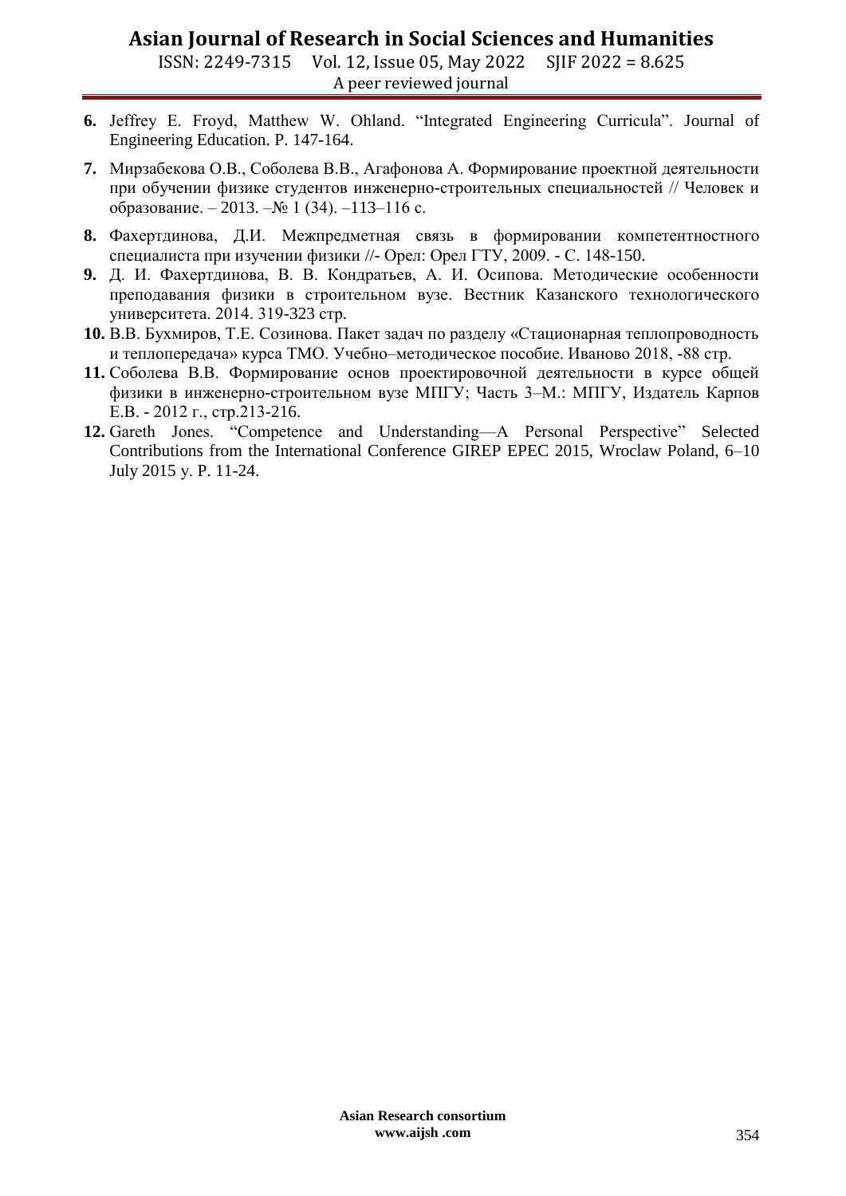6. Jeffrey E. Froyd, Matthew W. Ohland. “Integrated Engineering Curricula”. Journal of Engineering Education. P. 147-164.
7. Мирзабекова О.В., Соболева В.В., Агафонова А. Формирование проектной деятельности при обучении физике студентов инженерно-строительных специальностей // Человек и образование. – 2013. –№ 1 (34). –113–116 с.
8. Фахертдинова, Д.И. Межпредметная связь в формировании компетентностного специалиста при изучении физики //- Орел: Орел ГТУ, 2009. - С. 148-150.
9. Д. И. Фахертдинова, В. В. Кондратьев, А. И. Осипова. Методические особенности преподавания физики в строительном вузе. Вестник Казанского технологического университета. 2014. 319-323 стр.
10. В.В. Бухмиров, Т.Е. Созинова. Пакет задач по разделу «Стационарная теплопроводность и теплопередача» курса ТМО. Учебно–методическое пособие. Иваново 2018, -88 стр.
11. Соболева В.В. Формирование основ проектировочной деятельности в курсе общей физики в инженерно-строительном вузе МПГУ; Часть 3–М.: МПГУ, Издатель Карпов Е.В. - 2012 г., стр.213-216.
12. Gareth Jones. “Competence and Understanding—A Personal Perspective” Selected Contributions from the International Conference GIREP EPEC 2015, Wroclaw Poland, 6–10 July 2015 y. P. 11-24.